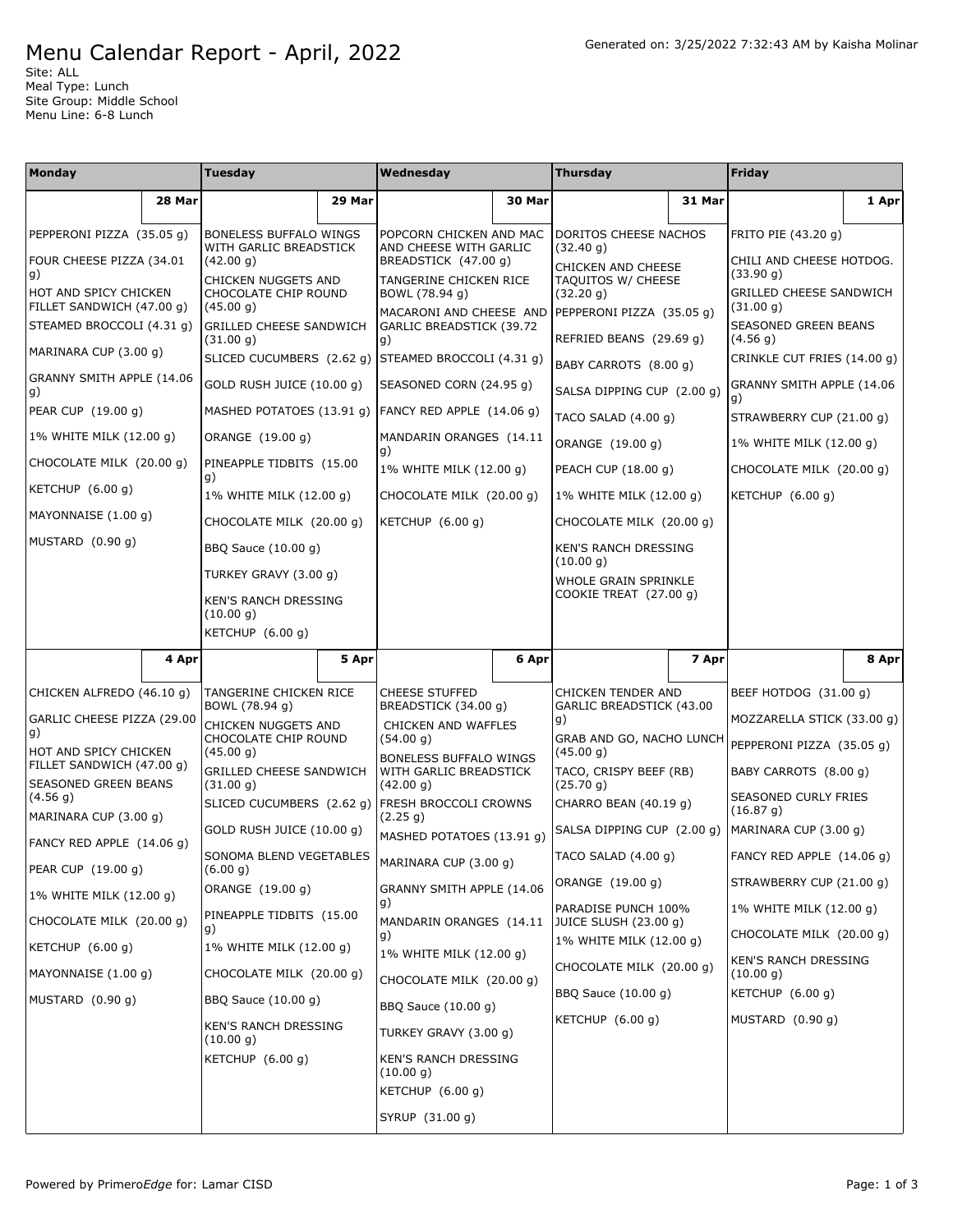# Menu Calendar Report - April, 2022

Generated on: 3/25/2022 7:32:43 AM by Kaisha Molinar

Site: ALL
Meal Type: Lunch
Site Group: Middle School
Menu Line: 6-8 Lunch

| Monday | Tuesday | Wednesday | Thursday | Friday |
|---|---|---|---|---|
| **28 Mar** | **29 Mar** | **30 Mar** | **31 Mar** | **1 Apr** |
| PEPPERONI PIZZA (35.05 g)<br>FOUR CHEESE PIZZA (34.01 g)<br>HOT AND SPICY CHICKEN FILLET SANDWICH (47.00 g)<br>STEAMED BROCCOLI (4.31 g)<br>MARINARA CUP (3.00 g)<br>GRANNY SMITH APPLE (14.06 g)<br>PEAR CUP (19.00 g)<br>1% WHITE MILK (12.00 g)<br>CHOCOLATE MILK (20.00 g)<br>KETCHUP (6.00 g)<br>MAYONNAISE (1.00 g)<br>MUSTARD (0.90 g) | BONELESS BUFFALO WINGS WITH GARLIC BREADSTICK (42.00 g)<br>CHICKEN NUGGETS AND CHOCOLATE CHIP ROUND (45.00 g)<br>GRILLED CHEESE SANDWICH (31.00 g)<br>SLICED CUCUMBERS (2.62 g)<br>GOLD RUSH JUICE (10.00 g)<br>MASHED POTATOES (13.91 g)<br>ORANGE (19.00 g)<br>PINEAPPLE TIDBITS (15.00 g)<br>1% WHITE MILK (12.00 g)<br>CHOCOLATE MILK (20.00 g)<br>BBQ Sauce (10.00 g)<br>TURKEY GRAVY (3.00 g)<br>KEN'S RANCH DRESSING (10.00 g)<br>KETCHUP (6.00 g) | POPCORN CHICKEN AND MAC AND CHEESE WITH GARLIC BREADSTICK (47.00 g)<br>TANGERINE CHICKEN RICE BOWL (78.94 g)<br>MACARONI AND CHEESE AND GARLIC BREADSTICK (39.72 g)<br>STEAMED BROCCOLI (4.31 g)<br>SEASONED CORN (24.95 g)<br>FANCY RED APPLE (14.06 g)<br>MANDARIN ORANGES (14.11 g)<br>1% WHITE MILK (12.00 g)<br>CHOCOLATE MILK (20.00 g)<br>KETCHUP (6.00 g) | DORITOS CHEESE NACHOS (32.40 g)<br>CHICKEN AND CHEESE TAQUITOS W/ CHEESE (32.20 g)<br>PEPPERONI PIZZA (35.05 g)<br>REFRIED BEANS (29.69 g)<br>BABY CARROTS (8.00 g)<br>SALSA DIPPING CUP (2.00 g)<br>TACO SALAD (4.00 g)<br>ORANGE (19.00 g)<br>PEACH CUP (18.00 g)<br>1% WHITE MILK (12.00 g)<br>CHOCOLATE MILK (20.00 g)<br>KEN'S RANCH DRESSING (10.00 g)<br>WHOLE GRAIN SPRINKLE COOKIE TREAT (27.00 g) | FRITO PIE (43.20 g)<br>CHILI AND CHEESE HOTDOG. (33.90 g)<br>GRILLED CHEESE SANDWICH (31.00 g)<br>SEASONED GREEN BEANS (4.56 g)<br>CRINKLE CUT FRIES (14.00 g)<br>GRANNY SMITH APPLE (14.06 g)<br>STRAWBERRY CUP (21.00 g)<br>1% WHITE MILK (12.00 g)<br>CHOCOLATE MILK (20.00 g)<br>KETCHUP (6.00 g) |
| **4 Apr** | **5 Apr** | **6 Apr** | **7 Apr** | **8 Apr** |
| CHICKEN ALFREDO (46.10 g)<br>GARLIC CHEESE PIZZA (29.00 g)<br>HOT AND SPICY CHICKEN FILLET SANDWICH (47.00 g)<br>SEASONED GREEN BEANS (4.56 g)<br>MARINARA CUP (3.00 g)<br>FANCY RED APPLE (14.06 g)<br>PEAR CUP (19.00 g)<br>1% WHITE MILK (12.00 g)<br>CHOCOLATE MILK (20.00 g)<br>KETCHUP (6.00 g)<br>MAYONNAISE (1.00 g)<br>MUSTARD (0.90 g) | TANGERINE CHICKEN RICE BOWL (78.94 g)<br>CHICKEN NUGGETS AND CHOCOLATE CHIP ROUND (45.00 g)<br>GRILLED CHEESE SANDWICH (31.00 g)<br>SLICED CUCUMBERS (2.62 g)<br>GOLD RUSH JUICE (10.00 g)<br>SONOMA BLEND VEGETABLES (6.00 g)<br>ORANGE (19.00 g)<br>PINEAPPLE TIDBITS (15.00 g)<br>1% WHITE MILK (12.00 g)<br>CHOCOLATE MILK (20.00 g)<br>BBQ Sauce (10.00 g)<br>KEN'S RANCH DRESSING (10.00 g)<br>KETCHUP (6.00 g) | CHEESE STUFFED BREADSTICK (34.00 g)<br>CHICKEN AND WAFFLES (54.00 g)<br>BONELESS BUFFALO WINGS WITH GARLIC BREADSTICK (42.00 g)<br>FRESH BROCCOLI CROWNS (2.25 g)<br>MASHED POTATOES (13.91 g)<br>MARINARA CUP (3.00 g)<br>GRANNY SMITH APPLE (14.06 g)<br>MANDARIN ORANGES (14.11 g)<br>1% WHITE MILK (12.00 g)<br>CHOCOLATE MILK (20.00 g)<br>BBQ Sauce (10.00 g)<br>TURKEY GRAVY (3.00 g)<br>KEN'S RANCH DRESSING (10.00 g)<br>KETCHUP (6.00 g)<br>SYRUP (31.00 g) | CHICKEN TENDER AND GARLIC BREADSTICK (43.00 g)<br>GRAB AND GO, NACHO LUNCH (45.00 g)<br>TACO, CRISPY BEEF (RB) (25.70 g)<br>CHARRO BEAN (40.19 g)<br>SALSA DIPPING CUP (2.00 g)<br>TACO SALAD (4.00 g)<br>ORANGE (19.00 g)<br>PARADISE PUNCH 100% JUICE SLUSH (23.00 g)<br>1% WHITE MILK (12.00 g)<br>CHOCOLATE MILK (20.00 g)<br>BBQ Sauce (10.00 g)<br>KETCHUP (6.00 g) | BEEF HOTDOG (31.00 g)<br>MOZZARELLA STICK (33.00 g)<br>PEPPERONI PIZZA (35.05 g)<br>BABY CARROTS (8.00 g)<br>SEASONED CURLY FRIES (16.87 g)<br>MARINARA CUP (3.00 g)<br>FANCY RED APPLE (14.06 g)<br>STRAWBERRY CUP (21.00 g)<br>1% WHITE MILK (12.00 g)<br>CHOCOLATE MILK (20.00 g)<br>KEN'S RANCH DRESSING (10.00 g)<br>KETCHUP (6.00 g)<br>MUSTARD (0.90 g) |

Powered by Primero*Edge* for: Lamar CISD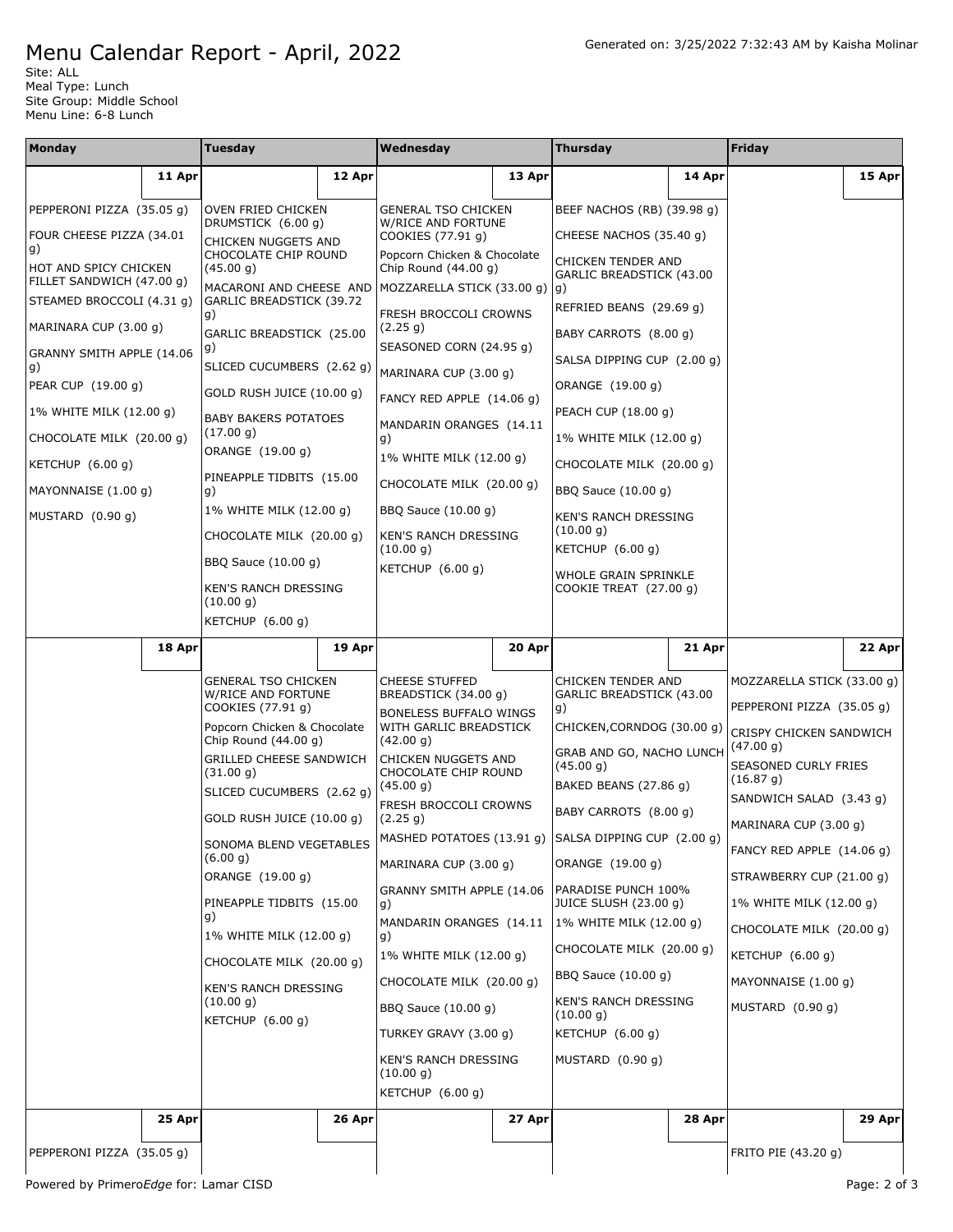# Menu Calendar Report - April, 2022

Generated on: 3/25/2022 7:32:43 AM by Kaisha Molinar

Site: ALL
Meal Type: Lunch
Site Group: Middle School
Menu Line: 6-8 Lunch

| Monday | Tuesday | Wednesday | Thursday | Friday |
|---|---|---|---|---|
| **11 Apr** | **12 Apr** | **13 Apr** | **14 Apr** | **15 Apr** |
| PEPPERONI PIZZA (35.05 g)<br>FOUR CHEESE PIZZA (34.01 g)<br>HOT AND SPICY CHICKEN FILLET SANDWICH (47.00 g)<br>STEAMED BROCCOLI (4.31 g)<br>MARINARA CUP (3.00 g)<br>GRANNY SMITH APPLE (14.06 g)<br>PEAR CUP (19.00 g)<br>1% WHITE MILK (12.00 g)<br>CHOCOLATE MILK (20.00 g)<br>KETCHUP (6.00 g)<br>MAYONNAISE (1.00 g)<br>MUSTARD (0.90 g) | OVEN FRIED CHICKEN DRUMSTICK (6.00 g)<br>CHICKEN NUGGETS AND CHOCOLATE CHIP ROUND (45.00 g)<br>MACARONI AND CHEESE AND GARLIC BREADSTICK (39.72 g)<br>GARLIC BREADSTICK (25.00 g)<br>SLICED CUCUMBERS (2.62 g)<br>GOLD RUSH JUICE (10.00 g)<br>BABY BAKERS POTATOES (17.00 g)<br>ORANGE (19.00 g)<br>PINEAPPLE TIDBITS (15.00 g)<br>1% WHITE MILK (12.00 g)<br>CHOCOLATE MILK (20.00 g)<br>BBQ Sauce (10.00 g)<br>KEN'S RANCH DRESSING (10.00 g)<br>KETCHUP (6.00 g) | GENERAL TSO CHICKEN W/RICE AND FORTUNE COOKIES (77.91 g)<br>Popcorn Chicken & Chocolate Chip Round (44.00 g)<br>MOZZARELLA STICK (33.00 g)<br>FRESH BROCCOLI CROWNS (2.25 g)<br>SEASONED CORN (24.95 g)<br>MARINARA CUP (3.00 g)<br>FANCY RED APPLE (14.06 g)<br>MANDARIN ORANGES (14.11 g)<br>1% WHITE MILK (12.00 g)<br>CHOCOLATE MILK (20.00 g)<br>BBQ Sauce (10.00 g)<br>KEN'S RANCH DRESSING (10.00 g)<br>KETCHUP (6.00 g) | BEEF NACHOS (RB) (39.98 g)<br>CHEESE NACHOS (35.40 g)<br>CHICKEN TENDER AND GARLIC BREADSTICK (43.00 g)<br>REFRIED BEANS (29.69 g)<br>BABY CARROTS (8.00 g)<br>SALSA DIPPING CUP (2.00 g)<br>ORANGE (19.00 g)<br>PEACH CUP (18.00 g)<br>1% WHITE MILK (12.00 g)<br>CHOCOLATE MILK (20.00 g)<br>BBQ Sauce (10.00 g)<br>KEN'S RANCH DRESSING (10.00 g)<br>KETCHUP (6.00 g)<br>WHOLE GRAIN SPRINKLE COOKIE TREAT (27.00 g) | |
| **18 Apr** | **19 Apr** | **20 Apr** | **21 Apr** | **22 Apr** |
| | GENERAL TSO CHICKEN W/RICE AND FORTUNE COOKIES (77.91 g)<br>Popcorn Chicken & Chocolate Chip Round (44.00 g)<br>GRILLED CHEESE SANDWICH (31.00 g)<br>SLICED CUCUMBERS (2.62 g)<br>GOLD RUSH JUICE (10.00 g)<br>SONOMA BLEND VEGETABLES (6.00 g)<br>ORANGE (19.00 g)<br>PINEAPPLE TIDBITS (15.00 g)<br>1% WHITE MILK (12.00 g)<br>CHOCOLATE MILK (20.00 g)<br>KEN'S RANCH DRESSING (10.00 g)<br>KETCHUP (6.00 g) | CHEESE STUFFED BREADSTICK (34.00 g)<br>BONELESS BUFFALO WINGS WITH GARLIC BREADSTICK (42.00 g)<br>CHICKEN NUGGETS AND CHOCOLATE CHIP ROUND (45.00 g)<br>FRESH BROCCOLI CROWNS (2.25 g)<br>MASHED POTATOES (13.91 g)<br>MARINARA CUP (3.00 g)<br>GRANNY SMITH APPLE (14.06 g)<br>MANDARIN ORANGES (14.11 g)<br>1% WHITE MILK (12.00 g)<br>CHOCOLATE MILK (20.00 g)<br>BBQ Sauce (10.00 g)<br>TURKEY GRAVY (3.00 g)<br>KEN'S RANCH DRESSING (10.00 g)<br>KETCHUP (6.00 g) | CHICKEN TENDER AND GARLIC BREADSTICK (43.00 g)<br>CHICKEN,CORNDOG (30.00 g)<br>GRAB AND GO, NACHO LUNCH (45.00 g)<br>BAKED BEANS (27.86 g)<br>BABY CARROTS (8.00 g)<br>SALSA DIPPING CUP (2.00 g)<br>ORANGE (19.00 g)<br>PARADISE PUNCH 100% JUICE SLUSH (23.00 g)<br>1% WHITE MILK (12.00 g)<br>CHOCOLATE MILK (20.00 g)<br>BBQ Sauce (10.00 g)<br>KEN'S RANCH DRESSING (10.00 g)<br>KETCHUP (6.00 g)<br>MUSTARD (0.90 g) | MOZZARELLA STICK (33.00 g)<br>PEPPERONI PIZZA (35.05 g)<br>CRISPY CHICKEN SANDWICH (47.00 g)<br>SEASONED CURLY FRIES (16.87 g)<br>SANDWICH SALAD (3.43 g)<br>MARINARA CUP (3.00 g)<br>FANCY RED APPLE (14.06 g)<br>STRAWBERRY CUP (21.00 g)<br>1% WHITE MILK (12.00 g)<br>CHOCOLATE MILK (20.00 g)<br>KETCHUP (6.00 g)<br>MAYONNAISE (1.00 g)<br>MUSTARD (0.90 g) |
| **25 Apr** | **26 Apr** | **27 Apr** | **28 Apr** | **29 Apr** |
| PEPPERONI PIZZA (35.05 g) | | | | FRITO PIE (43.20 g) |

Powered by Primero*Edge* for: Lamar CISD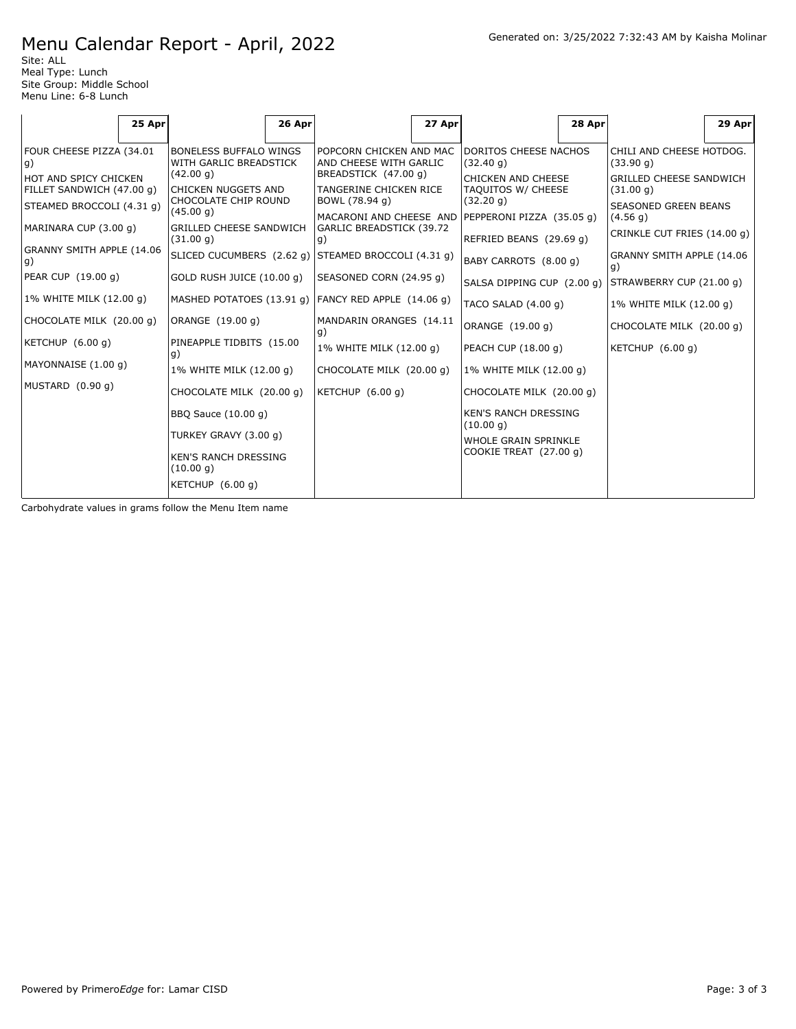# Menu Calendar Report - April, 2022

Generated on: 3/25/2022 7:32:43 AM by Kaisha Molinar

Site: ALL
Meal Type: Lunch
Site Group: Middle School
Menu Line: 6-8 Lunch

| 25 Apr | 26 Apr | 27 Apr | 28 Apr | 29 Apr |
|---|---|---|---|---|
| FOUR CHEESE PIZZA (34.01 g) | BONELESS BUFFALO WINGS WITH GARLIC BREADSTICK (42.00 g) | POPCORN CHICKEN AND MAC AND CHEESE WITH GARLIC BREADSTICK (47.00 g) | DORITOS CHEESE NACHOS (32.40 g) | CHILI AND CHEESE HOTDOG. (33.90 g) |
| HOT AND SPICY CHICKEN FILLET SANDWICH (47.00 g) | CHICKEN NUGGETS AND CHOCOLATE CHIP ROUND (45.00 g) | TANGERINE CHICKEN RICE BOWL (78.94 g) | CHICKEN AND CHEESE TAQUITOS W/ CHEESE (32.20 g) | GRILLED CHEESE SANDWICH (31.00 g) |
| STEAMED BROCCOLI (4.31 g) | GRILLED CHEESE SANDWICH (31.00 g) | MACARONI AND CHEESE AND GARLIC BREADSTICK (39.72 g) | PEPPERONI PIZZA (35.05 g) | SEASONED GREEN BEANS (4.56 g) |
| MARINARA CUP (3.00 g) | SLICED CUCUMBERS (2.62 g) | STEAMED BROCCOLI (4.31 g) | REFRIED BEANS (29.69 g) | CRINKLE CUT FRIES (14.00 g) |
| GRANNY SMITH APPLE (14.06 g) | GOLD RUSH JUICE (10.00 g) | SEASONED CORN (24.95 g) | BABY CARROTS (8.00 g) | GRANNY SMITH APPLE (14.06 g) |
| PEAR CUP (19.00 g) | MASHED POTATOES (13.91 g) | FANCY RED APPLE (14.06 g) | SALSA DIPPING CUP (2.00 g) | STRAWBERRY CUP (21.00 g) |
| 1% WHITE MILK (12.00 g) | ORANGE (19.00 g) | MANDARIN ORANGES (14.11 g) | TACO SALAD (4.00 g) | 1% WHITE MILK (12.00 g) |
| CHOCOLATE MILK (20.00 g) | PINEAPPLE TIDBITS (15.00 g) | 1% WHITE MILK (12.00 g) | ORANGE (19.00 g) | CHOCOLATE MILK (20.00 g) |
| KETCHUP (6.00 g) | 1% WHITE MILK (12.00 g) | CHOCOLATE MILK (20.00 g) | PEACH CUP (18.00 g) | KETCHUP (6.00 g) |
| MAYONNAISE (1.00 g) | CHOCOLATE MILK (20.00 g) | KETCHUP (6.00 g) | 1% WHITE MILK (12.00 g) | |
| MUSTARD (0.90 g) | BBQ Sauce (10.00 g) | | CHOCOLATE MILK (20.00 g) | |
| | TURKEY GRAVY (3.00 g) | | KEN'S RANCH DRESSING (10.00 g) | |
| | KEN'S RANCH DRESSING (10.00 g) | | WHOLE GRAIN SPRINKLE COOKIE TREAT (27.00 g) | |
| | KETCHUP (6.00 g) | | | |

Carbohydrate values in grams follow the Menu Item name

Powered by Primero*Edge* for: Lamar CISD